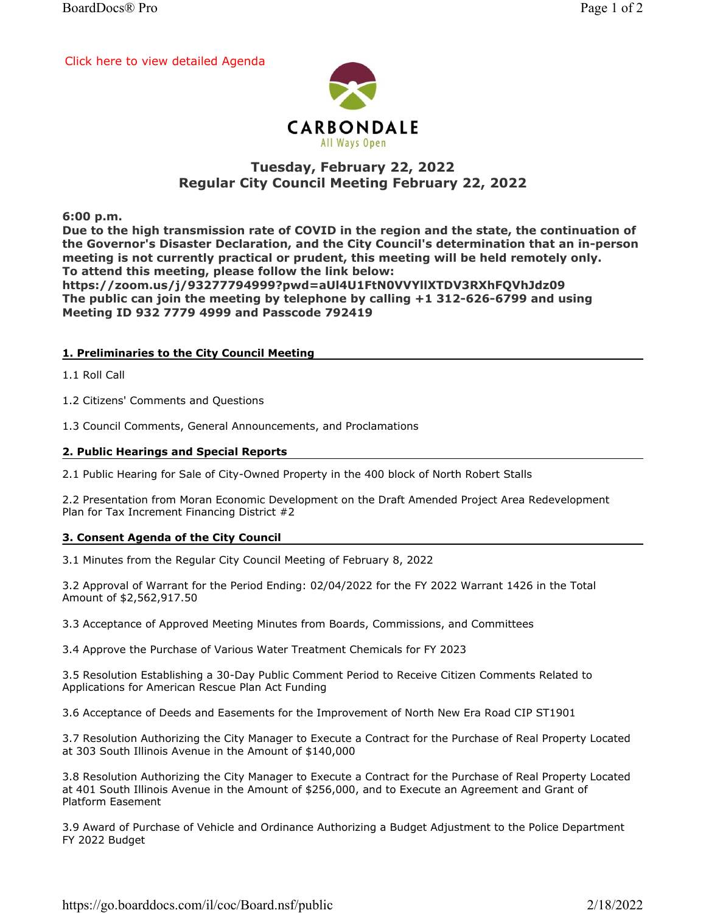Click here to view detailed Agenda

CARBONDALE

All Ways Open

## Tuesday, February 22, 2022
## Regular City Council Meeting February 22, 2022

**6:00 p.m.**
**Due to the high transmission rate of COVID in the region and the state, the continuation of the Governor's Disaster Declaration, and the City Council's determination that an in-person meeting is not currently practical or prudent, this meeting will be held remotely only.**
**To attend this meeting, please follow the link below:**
**https://zoom.us/j/93277794999?pwd=aUl4U1FtN0VVYlIXTDV3RXhFQVhJdz09**
**The public can join the meeting by telephone by calling +1 312-626-6799 and using Meeting ID 932 7779 4999 and Passcode 792419**

### 1. Preliminaries to the City Council Meeting

1.1 Roll Call

1.2 Citizens' Comments and Questions

1.3 Council Comments, General Announcements, and Proclamations

### 2. Public Hearings and Special Reports

2.1 Public Hearing for Sale of City-Owned Property in the 400 block of North Robert Stalls

2.2 Presentation from Moran Economic Development on the Draft Amended Project Area Redevelopment Plan for Tax Increment Financing District #2

### 3. Consent Agenda of the City Council

3.1 Minutes from the Regular City Council Meeting of February 8, 2022

3.2 Approval of Warrant for the Period Ending: 02/04/2022 for the FY 2022 Warrant 1426 in the Total Amount of $2,562,917.50

3.3 Acceptance of Approved Meeting Minutes from Boards, Commissions, and Committees

3.4 Approve the Purchase of Various Water Treatment Chemicals for FY 2023

3.5 Resolution Establishing a 30-Day Public Comment Period to Receive Citizen Comments Related to Applications for American Rescue Plan Act Funding

3.6 Acceptance of Deeds and Easements for the Improvement of North New Era Road CIP ST1901

3.7 Resolution Authorizing the City Manager to Execute a Contract for the Purchase of Real Property Located at 303 South Illinois Avenue in the Amount of $140,000

3.8 Resolution Authorizing the City Manager to Execute a Contract for the Purchase of Real Property Located at 401 South Illinois Avenue in the Amount of $256,000, and to Execute an Agreement and Grant of Platform Easement

3.9 Award of Purchase of Vehicle and Ordinance Authorizing a Budget Adjustment to the Police Department FY 2022 Budget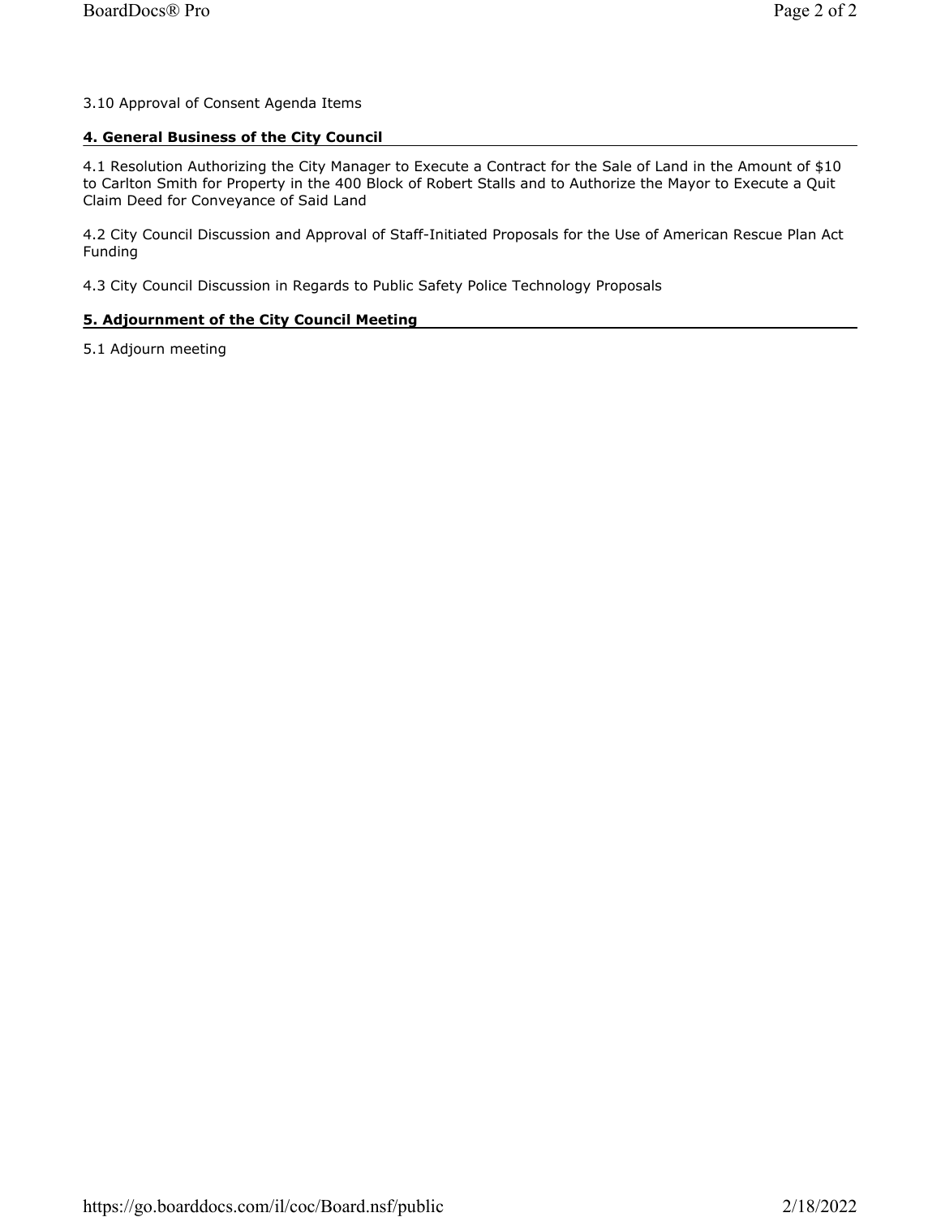3.10 Approval of Consent Agenda Items

**4. General Business of the City Council**

4.1 Resolution Authorizing the City Manager to Execute a Contract for the Sale of Land in the Amount of $10 to Carlton Smith for Property in the 400 Block of Robert Stalls and to Authorize the Mayor to Execute a Quit Claim Deed for Conveyance of Said Land

4.2 City Council Discussion and Approval of Staff-Initiated Proposals for the Use of American Rescue Plan Act Funding

4.3 City Council Discussion in Regards to Public Safety Police Technology Proposals

**5. Adjournment of the City Council Meeting**

5.1 Adjourn meeting